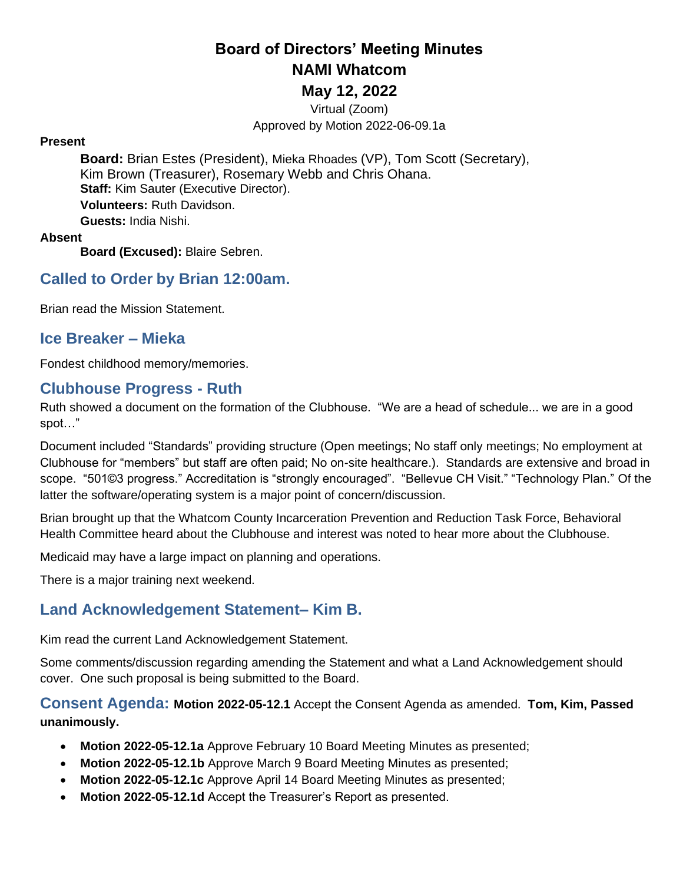# Board of Directors' Meeting Minutes
# NAMI Whatcom
# May 12, 2022

Virtual (Zoom)

Approved by Motion 2022-06-09.1a

**Present**

**Board:** Brian Estes (President), Mieka Rhoades (VP), Tom Scott (Secretary), Kim Brown (Treasurer), Rosemary Webb and Chris Ohana.
**Staff:** Kim Sauter (Executive Director).
**Volunteers:** Ruth Davidson.
**Guests:** India Nishi.

**Absent**

**Board (Excused):** Blaire Sebren.

## Called to Order by Brian 12:00am.

Brian read the Mission Statement.

## Ice Breaker – Mieka

Fondest childhood memory/memories.

## Clubhouse Progress - Ruth

Ruth showed a document on the formation of the Clubhouse. "We are a head of schedule... we are in a good spot…"

Document included "Standards" providing structure (Open meetings; No staff only meetings; No employment at Clubhouse for "members" but staff are often paid; No on-site healthcare.). Standards are extensive and broad in scope. "501©3 progress." Accreditation is "strongly encouraged". "Bellevue CH Visit." "Technology Plan." Of the latter the software/operating system is a major point of concern/discussion.

Brian brought up that the Whatcom County Incarceration Prevention and Reduction Task Force, Behavioral Health Committee heard about the Clubhouse and interest was noted to hear more about the Clubhouse.

Medicaid may have a large impact on planning and operations.

There is a major training next weekend.

## Land Acknowledgement Statement– Kim B.

Kim read the current Land Acknowledgement Statement.

Some comments/discussion regarding amending the Statement and what a Land Acknowledgement should cover. One such proposal is being submitted to the Board.

## Consent Agenda: **Motion 2022-05-12.1** Accept the Consent Agenda as amended. **Tom, Kim, Passed unanimously.**

- **Motion 2022-05-12.1a** Approve February 10 Board Meeting Minutes as presented;
- **Motion 2022-05-12.1b** Approve March 9 Board Meeting Minutes as presented;
- **Motion 2022-05-12.1c** Approve April 14 Board Meeting Minutes as presented;
- **Motion 2022-05-12.1d** Accept the Treasurer's Report as presented.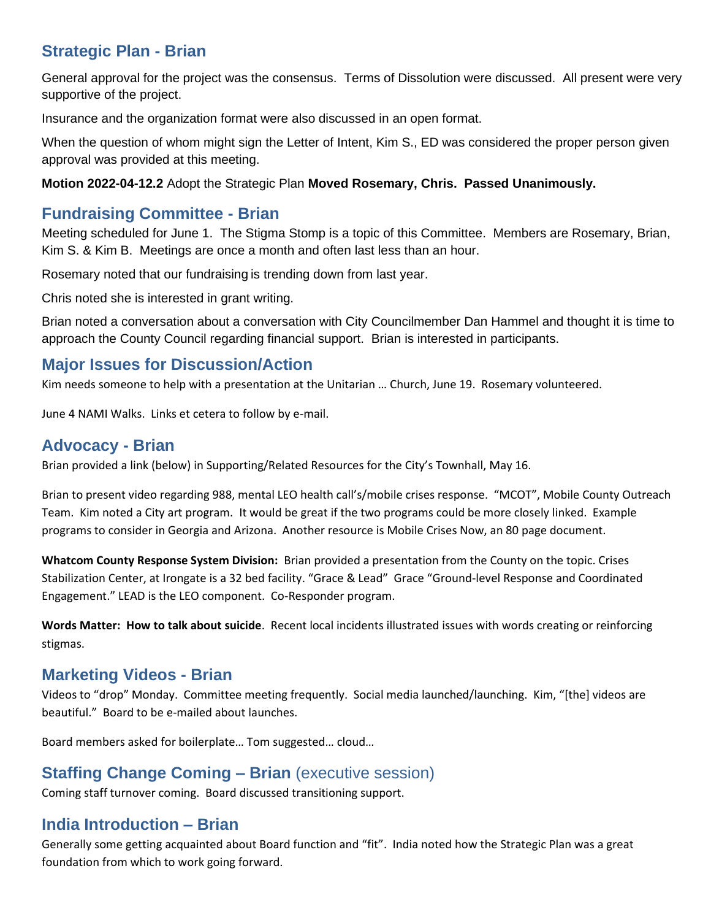## Strategic Plan - Brian

General approval for the project was the consensus. Terms of Dissolution were discussed. All present were very supportive of the project.

Insurance and the organization format were also discussed in an open format.

When the question of whom might sign the Letter of Intent, Kim S., ED was considered the proper person given approval was provided at this meeting.

**Motion 2022-04-12.2** Adopt the Strategic Plan **Moved Rosemary, Chris. Passed Unanimously.**

## Fundraising Committee - Brian

Meeting scheduled for June 1. The Stigma Stomp is a topic of this Committee. Members are Rosemary, Brian, Kim S. & Kim B. Meetings are once a month and often last less than an hour.

Rosemary noted that our fundraising is trending down from last year.

Chris noted she is interested in grant writing.

Brian noted a conversation about a conversation with City Councilmember Dan Hammel and thought it is time to approach the County Council regarding financial support. Brian is interested in participants.

## Major Issues for Discussion/Action

Kim needs someone to help with a presentation at the Unitarian … Church, June 19. Rosemary volunteered.

June 4 NAMI Walks. Links et cetera to follow by e-mail.

## Advocacy - Brian

Brian provided a link (below) in Supporting/Related Resources for the City's Townhall, May 16.

Brian to present video regarding 988, mental LEO health call's/mobile crises response. "MCOT", Mobile County Outreach Team. Kim noted a City art program. It would be great if the two programs could be more closely linked. Example programs to consider in Georgia and Arizona. Another resource is Mobile Crises Now, an 80 page document.

**Whatcom County Response System Division:** Brian provided a presentation from the County on the topic. Crises Stabilization Center, at Irongate is a 32 bed facility. "Grace & Lead" Grace "Ground-level Response and Coordinated Engagement." LEAD is the LEO component. Co-Responder program.

**Words Matter: How to talk about suicide**. Recent local incidents illustrated issues with words creating or reinforcing stigmas.

## Marketing Videos - Brian

Videos to "drop" Monday. Committee meeting frequently. Social media launched/launching. Kim, "[the] videos are beautiful." Board to be e-mailed about launches.

Board members asked for boilerplate… Tom suggested… cloud…

## Staffing Change Coming – Brian (executive session)

Coming staff turnover coming. Board discussed transitioning support.

## India Introduction – Brian

Generally some getting acquainted about Board function and "fit". India noted how the Strategic Plan was a great foundation from which to work going forward.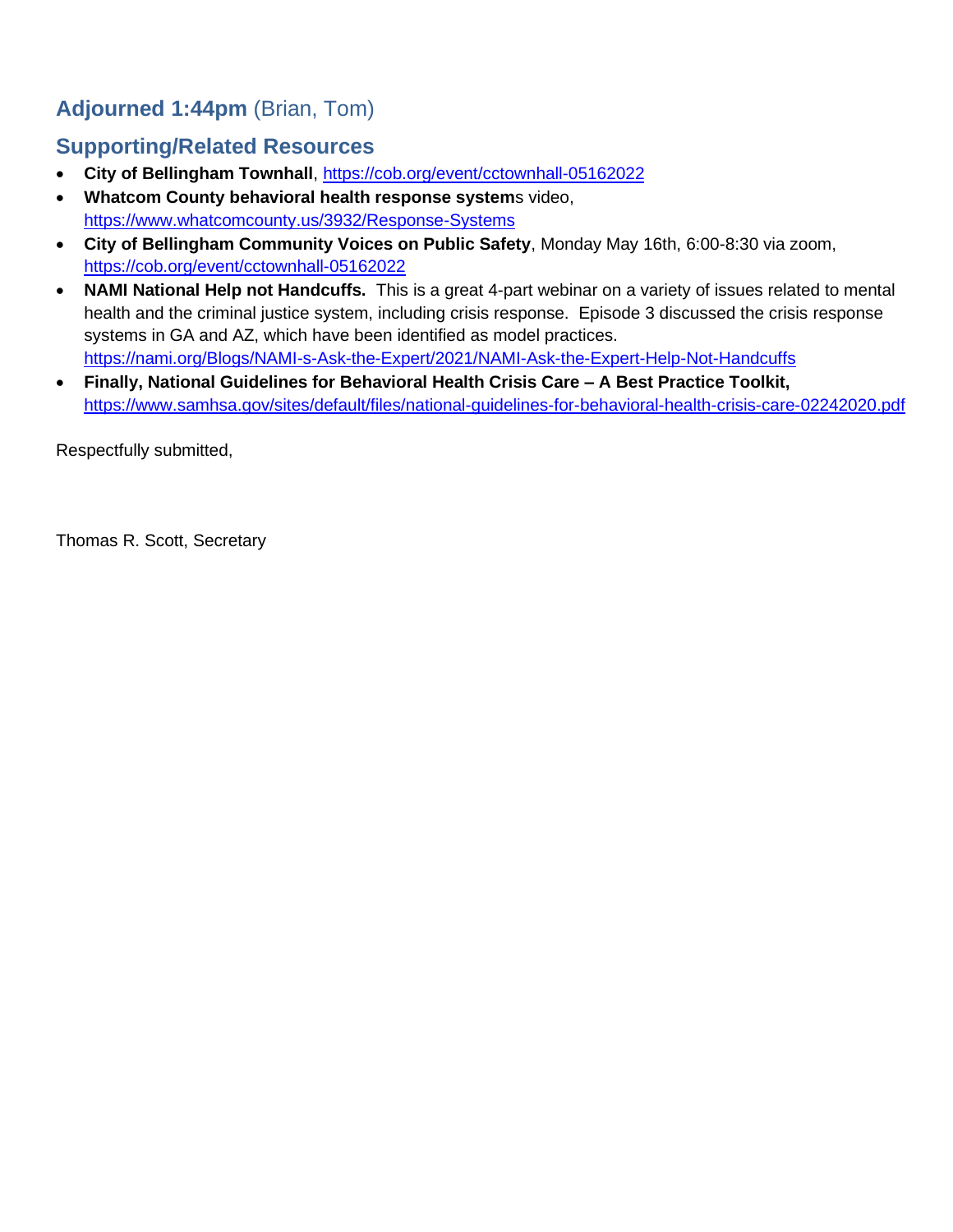## **Adjourned 1:44pm** (Brian, Tom)

## Supporting/Related Resources

- **City of Bellingham Townhall**, https://cob.org/event/cctownhall-05162022
- **Whatcom County behavioral health response system**s video, https://www.whatcomcounty.us/3932/Response-Systems
- **City of Bellingham Community Voices on Public Safety**, Monday May 16th, 6:00-8:30 via zoom, https://cob.org/event/cctownhall-05162022
- **NAMI National Help not Handcuffs.** This is a great 4-part webinar on a variety of issues related to mental health and the criminal justice system, including crisis response. Episode 3 discussed the crisis response systems in GA and AZ, which have been identified as model practices. https://nami.org/Blogs/NAMI-s-Ask-the-Expert/2021/NAMI-Ask-the-Expert-Help-Not-Handcuffs
- **Finally, National Guidelines for Behavioral Health Crisis Care – A Best Practice Toolkit,** https://www.samhsa.gov/sites/default/files/national-guidelines-for-behavioral-health-crisis-care-02242020.pdf

Respectfully submitted,

Thomas R. Scott, Secretary